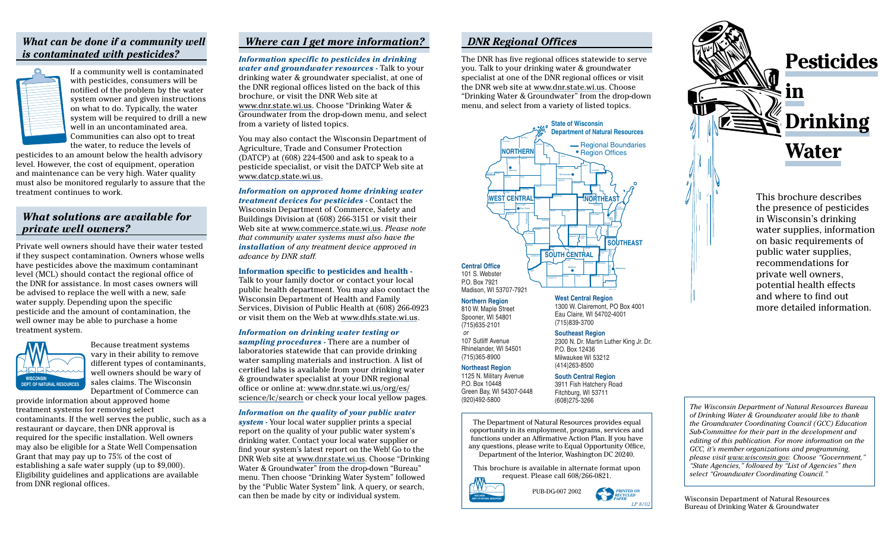## What can be done if a community well is contaminated with pesticides?

If a community well is contaminated with pesticides, consumers will be notified of the problem by the water system owner and given instructions on what to do. Typically, the water system will be required to drill a new well in an uncontaminated area. Communities can also opt to treat the water, to reduce the levels of pesticides to an amount below the health advisory level. However, the cost of equipment, operation and maintenance can be very high. Water quality must also be monitored regularly to assure that the treatment continues to work.

## What solutions are available for private well owners?

Private well owners should have their water tested if they suspect contamination. Owners whose wells have pesticides above the maximum contaminant level (MCL) should contact the regional office of the DNR for assistance. In most cases owners will be advised to replace the well with a new, safe water supply. Depending upon the specific pesticide and the amount of contamination, the well owner may be able to purchase a home treatment system.

Because treatment systems vary in their ability to remove different types of contaminants, well owners should be wary of sales claims. The Wisconsin Department of Commerce can provide information about approved home treatment systems for removing select contaminants. If the well serves the public, such as a restaurant or daycare, then DNR approval is required for the specific installation. Well owners may also be eligible for a State Well Compensation Grant that may pay up to 75% of the cost of establishing a safe water supply (up to $9,000). Eligibility guidelines and applications are available from DNR regional offices.

## Where can I get more information?

***Information specific to pesticides in drinking water and groundwater resources*** - Talk to your drinking water & groundwater specialist, at one of the DNR regional offices listed on the back of this brochure, or visit the DNR Web site at www.dnr.state.wi.us. Choose "Drinking Water & Groundwater from the drop-down menu, and select from a variety of listed topics.

You may also contact the Wisconsin Department of Agriculture, Trade and Consumer Protection (DATCP) at (608) 224-4500 and ask to speak to a pesticide specialist, or visit the DATCP Web site at www.datcp.state.wi.us.

***Information on approved home drinking water treatment devices for pesticides*** - Contact the Wisconsin Department of Commerce, Safety and Buildings Division at (608) 266-3151 or visit their Web site at www.commerce.state.wi.us. *Please note that community water systems must also have the **installation** of any treatment device approved in advance by DNR staff.*

**Information specific to pesticides and health** - Talk to your family doctor or contact your local public health department. You may also contact the Wisconsin Department of Health and Family Services, Division of Public Health at (608) 266-0923 or visit them on the Web at www.dhfs.state.wi.us.

***Information on drinking water testing or sampling procedures*** - There are a number of laboratories statewide that can provide drinking water sampling materials and instruction. A list of certified labs is available from your drinking water & groundwater specialist at your DNR regional office or online at: www.dnr.state.wi.us/org/es/science/lc/search or check your local yellow pages.

***Information on the quality of your public water system*** - Your local water supplier prints a special report on the quality of your public water system's drinking water. Contact your local water supplier or find your system's latest report on the Web! Go to the DNR Web site at www.dnr.state.wi.us. Choose "Drinking Water & Groundwater" from the drop-down "Bureau" menu. Then choose "Drinking Water System" followed by the "Public Water System" link. A query, or search, can then be made by city or individual system.

## DNR Regional Offices

The DNR has five regional offices statewide to serve you. Talk to your drinking water & groundwater specialist at one of the DNR regional offices or visit the DNR web site at www.dnr.state.wi.us. Choose "Drinking Water & Groundwater" from the drop-down menu, and select from a variety of listed topics.

**State of Wisconsin Department of Natural Resources**
— Regional Boundaries
• Region Offices

NORTHERN, WEST CENTRAL, NORTHEAST, SOUTHEAST, SOUTH CENTRAL

**Central Office**
101 S. Webster
P.O. Box 7921
Madison, WI 53707-7921

**Northern Region**
810 W. Maple Street
Spooner, WI 54801
(715)635-2101
*or*
107 Sutliff Avenue
Rhinelander, WI 54501
(715)365-8900

**Northeast Region**
1125 N. Military Avenue
P.O. Box 10448
Green Bay, WI 54307-0448
(920)492-5800

**West Central Region**
1300 W. Clairemont, PO Box 4001
Eau Claire, WI 54702-4001
(715)839-3700

**Southeast Region**
2300 N. Dr. Martin Luther King Jr. Dr.
P.O. Box 12436
Milwaukee WI 53212
(414)263-8500

**South Central Region**
3911 Fish Hatchery Road
Fitchburg, WI 53711
(608)275-3266

The Department of Natural Resources provides equal opportunity in its employment, programs, services and functions under an Affirmative Action Plan. If you have any questions, please write to Equal Opportunity Office, Department of the Interior, Washington DC 20240.

This brochure is available in alternate format upon request. Please call 608/266-0821.

PUB-DG-007 2002

PRINTED ON RECYCLED PAPER

LP 8/02

# Pesticides in Drinking Water

This brochure describes the presence of pesticides in Wisconsin's drinking water supplies, information on basic requirements of public water supplies, recommendations for private well owners, potential health effects and where to find out more detailed information.

*The Wisconsin Department of Natural Resources Bureau of Drinking Water & Groundwater would like to thank the Groundwater Coordinating Council (GCC) Education Sub-Committee for their part in the development and editing of this publication. For more information on the GCC, it's member organizations and programming, please visit www.wisconsin.gov. Choose "Government," "State Agencies," followed by "List of Agencies" then select "Groundwater Coordinating Council."*

Wisconsin Department of Natural Resources
Bureau of Drinking Water & Groundwater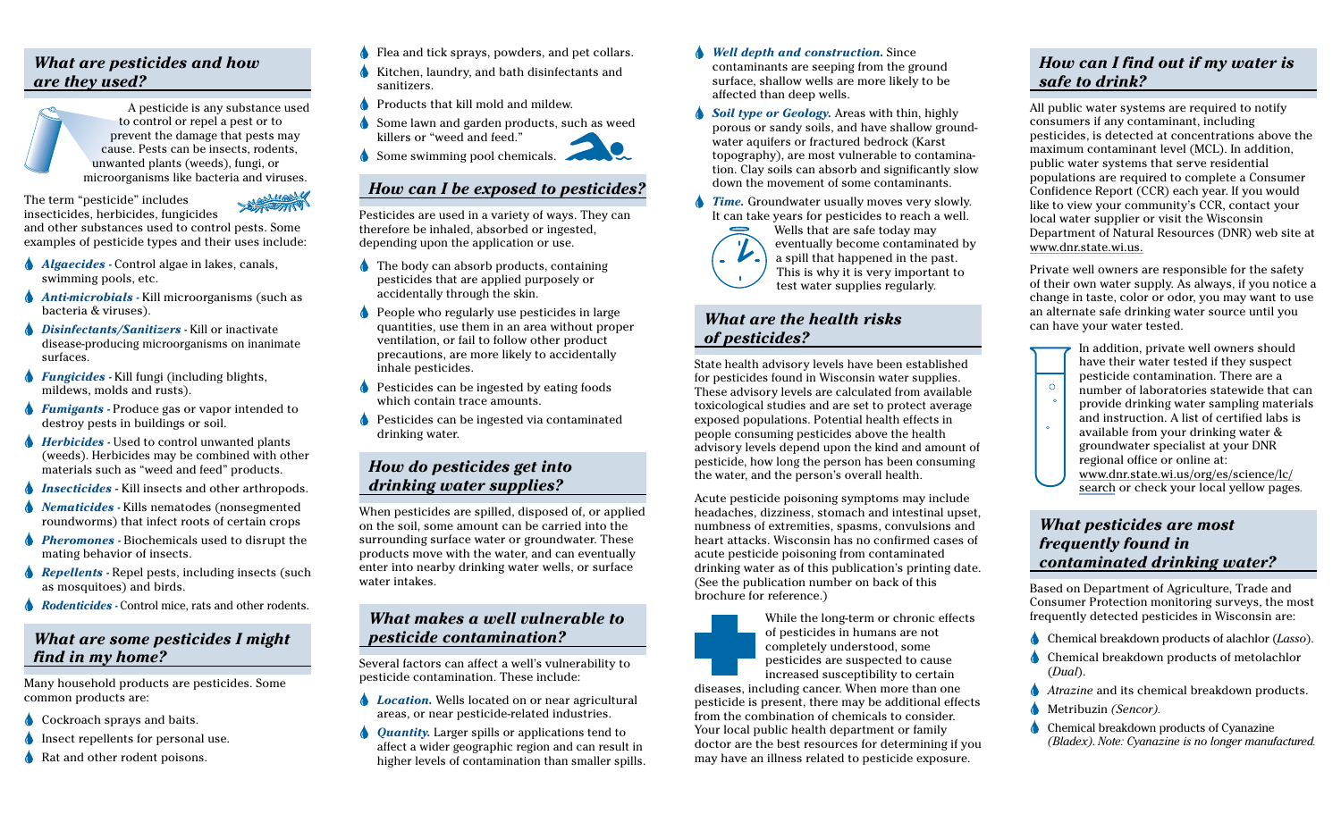## What are pesticides and how are they used?

A pesticide is any substance used to control or repel a pest or to prevent the damage that pests may cause. Pests can be insects, rodents, unwanted plants (weeds), fungi, or microorganisms like bacteria and viruses.

The term "pesticide" includes insecticides, herbicides, fungicides and other substances used to control pests. Some examples of pesticide types and their uses include:

- ***Algaecides*** - Control algae in lakes, canals, swimming pools, etc.
- ***Anti-microbials*** - Kill microorganisms (such as bacteria & viruses).
- ***Disinfectants/Sanitizers*** - Kill or inactivate disease-producing microorganisms on inanimate surfaces.
- ***Fungicides*** - Kill fungi (including blights, mildews, molds and rusts).
- ***Fumigants*** - Produce gas or vapor intended to destroy pests in buildings or soil.
- ***Herbicides*** - Used to control unwanted plants (weeds). Herbicides may be combined with other materials such as "weed and feed" products.
- ***Insecticides*** - Kill insects and other arthropods.
- ***Nematicides*** - Kills nematodes (nonsegmented roundworms) that infect roots of certain crops
- ***Pheromones*** - Biochemicals used to disrupt the mating behavior of insects.
- ***Repellents*** - Repel pests, including insects (such as mosquitoes) and birds.
- ***Rodenticides*** - Control mice, rats and other rodents.

## What are some pesticides I might find in my home?

Many household products are pesticides. Some common products are:

- Cockroach sprays and baits.
- Insect repellents for personal use.
- Rat and other rodent poisons.
- Flea and tick sprays, powders, and pet collars.
- Kitchen, laundry, and bath disinfectants and sanitizers.
- Products that kill mold and mildew.
- Some lawn and garden products, such as weed killers or "weed and feed."
- Some swimming pool chemicals.

## How can I be exposed to pesticides?

Pesticides are used in a variety of ways. They can therefore be inhaled, absorbed or ingested, depending upon the application or use.

- The body can absorb products, containing pesticides that are applied purposely or accidentally through the skin.
- People who regularly use pesticides in large quantities, use them in an area without proper ventilation, or fail to follow other product precautions, are more likely to accidentally inhale pesticides.
- Pesticides can be ingested by eating foods which contain trace amounts.
- Pesticides can be ingested via contaminated drinking water.

## How do pesticides get into drinking water supplies?

When pesticides are spilled, disposed of, or applied on the soil, some amount can be carried into the surrounding surface water or groundwater. These products move with the water, and can eventually enter into nearby drinking water wells, or surface water intakes.

## What makes a well vulnerable to pesticide contamination?

Several factors can affect a well's vulnerability to pesticide contamination. These include:

- ***Location.*** Wells located on or near agricultural areas, or near pesticide-related industries.
- ***Quantity.*** Larger spills or applications tend to affect a wider geographic region and can result in higher levels of contamination than smaller spills.
- ***Well depth and construction.*** Since contaminants are seeping from the ground surface, shallow wells are more likely to be affected than deep wells.
- ***Soil type or Geology.*** Areas with thin, highly porous or sandy soils, and have shallow groundwater aquifers or fractured bedrock (Karst topography), are most vulnerable to contamination. Clay soils can absorb and significantly slow down the movement of some contaminants.
- ***Time.*** Groundwater usually moves very slowly. It can take years for pesticides to reach a well. Wells that are safe today may eventually become contaminated by a spill that happened in the past. This is why it is very important to test water supplies regularly.

## What are the health risks of pesticides?

State health advisory levels have been established for pesticides found in Wisconsin water supplies. These advisory levels are calculated from available toxicological studies and are set to protect average exposed populations. Potential health effects in people consuming pesticides above the health advisory levels depend upon the kind and amount of pesticide, how long the person has been consuming the water, and the person's overall health.

Acute pesticide poisoning symptoms may include headaches, dizziness, stomach and intestinal upset, numbness of extremities, spasms, convulsions and heart attacks. Wisconsin has no confirmed cases of acute pesticide poisoning from contaminated drinking water as of this publication's printing date. (See the publication number on back of this brochure for reference.)

While the long-term or chronic effects of pesticides in humans are not completely understood, some pesticides are suspected to cause increased susceptibility to certain diseases, including cancer. When more than one pesticide is present, there may be additional effects from the combination of chemicals to consider. Your local public health department or family doctor are the best resources for determining if you may have an illness related to pesticide exposure.

## How can I find out if my water is safe to drink?

All public water systems are required to notify consumers if any contaminant, including pesticides, is detected at concentrations above the maximum contaminant level (MCL). In addition, public water systems that serve residential populations are required to complete a Consumer Confidence Report (CCR) each year. If you would like to view your community's CCR, contact your local water supplier or visit the Wisconsin Department of Natural Resources (DNR) web site at www.dnr.state.wi.us.

Private well owners are responsible for the safety of their own water supply. As always, if you notice a change in taste, color or odor, you may want to use an alternate safe drinking water source until you can have your water tested.

In addition, private well owners should have their water tested if they suspect pesticide contamination. There are a number of laboratories statewide that can provide drinking water sampling materials and instruction. A list of certified labs is available from your drinking water & groundwater specialist at your DNR regional office or online at: www.dnr.state.wi.us/org/es/science/lc/search or check your local yellow pages.

## What pesticides are most frequently found in contaminated drinking water?

Based on Department of Agriculture, Trade and Consumer Protection monitoring surveys, the most frequently detected pesticides in Wisconsin are:

- Chemical breakdown products of alachlor (*Lasso*).
- Chemical breakdown products of metolachlor (*Dual*).
- *Atrazine* and its chemical breakdown products.
- Metribuzin *(Sencor).*
- Chemical breakdown products of Cyanazine *(Bladex). Note: Cyanazine is no longer manufactured.*